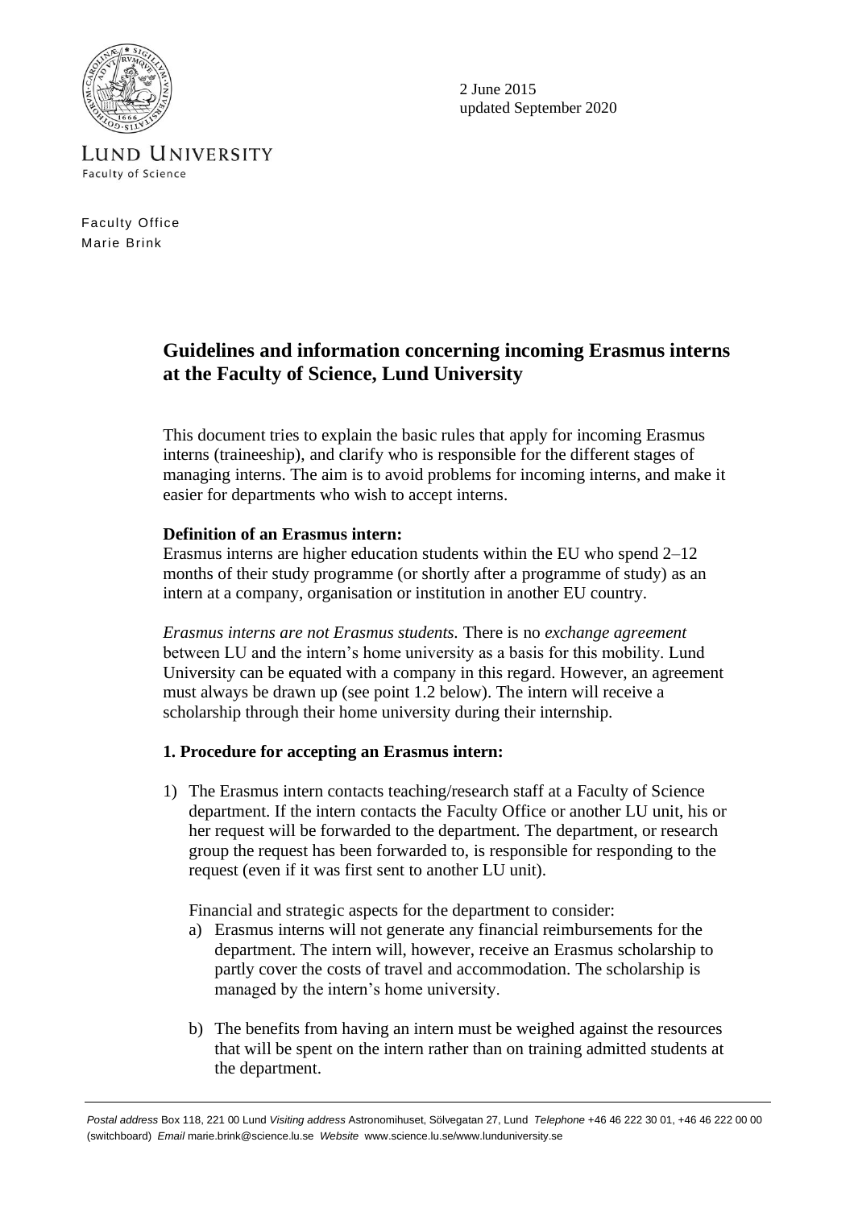LUND UNIVERSITY
Faculty of Science

2 June 2015
updated September 2020

Faculty Office
Marie Brink

# Guidelines and information concerning incoming Erasmus interns at the Faculty of Science, Lund University

This document tries to explain the basic rules that apply for incoming Erasmus interns (traineeship), and clarify who is responsible for the different stages of managing interns. The aim is to avoid problems for incoming interns, and make it easier for departments who wish to accept interns.

**Definition of an Erasmus intern:**
Erasmus interns are higher education students within the EU who spend 2–12 months of their study programme (or shortly after a programme of study) as an intern at a company, organisation or institution in another EU country.

*Erasmus interns are not Erasmus students.* There is no *exchange agreement* between LU and the intern's home university as a basis for this mobility. Lund University can be equated with a company in this regard. However, an agreement must always be drawn up (see point 1.2 below). The intern will receive a scholarship through their home university during their internship.

## 1. Procedure for accepting an Erasmus intern:

1) The Erasmus intern contacts teaching/research staff at a Faculty of Science department. If the intern contacts the Faculty Office or another LU unit, his or her request will be forwarded to the department. The department, or research group the request has been forwarded to, is responsible for responding to the request (even if it was first sent to another LU unit).

   Financial and strategic aspects for the department to consider:

   a) Erasmus interns will not generate any financial reimbursements for the department. The intern will, however, receive an Erasmus scholarship to partly cover the costs of travel and accommodation. The scholarship is managed by the intern's home university.

   b) The benefits from having an intern must be weighed against the resources that will be spent on the intern rather than on training admitted students at the department.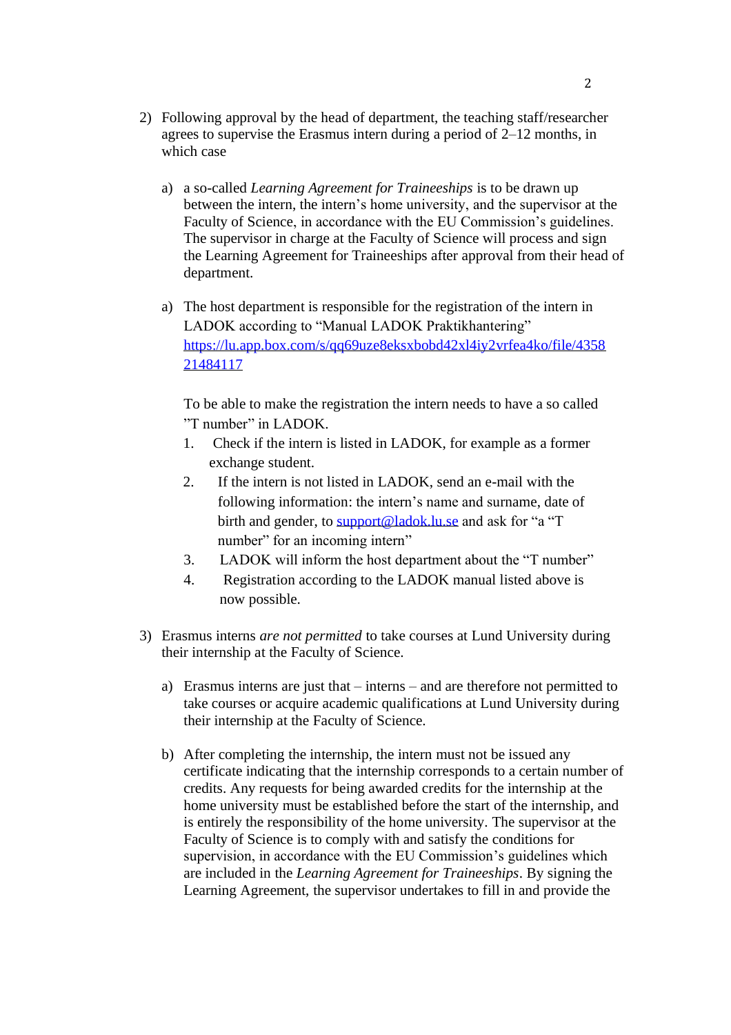2) Following approval by the head of department, the teaching staff/researcher agrees to supervise the Erasmus intern during a period of 2–12 months, in which case

   a) a so-called *Learning Agreement for Traineeships* is to be drawn up between the intern, the intern's home university, and the supervisor at the Faculty of Science, in accordance with the EU Commission's guidelines. The supervisor in charge at the Faculty of Science will process and sign the Learning Agreement for Traineeships after approval from their head of department.

   a) The host department is responsible for the registration of the intern in LADOK according to "Manual LADOK Praktikhantering" [https://lu.app.box.com/s/qq69uze8eksxbobd42xl4iy2vrfea4ko/file/435821484117](https://lu.app.box.com/s/qq69uze8eksxbobd42xl4iy2vrfea4ko/file/435821484117)

      To be able to make the registration the intern needs to have a so called "T number" in LADOK.

      1. Check if the intern is listed in LADOK, for example as a former exchange student.
      2. If the intern is not listed in LADOK, send an e-mail with the following information: the intern's name and surname, date of birth and gender, to [support@ladok.lu.se](mailto:support@ladok.lu.se) and ask for "a "T number" for an incoming intern"
      3. LADOK will inform the host department about the "T number"
      4. Registration according to the LADOK manual listed above is now possible.

3) Erasmus interns *are not permitted* to take courses at Lund University during their internship at the Faculty of Science.

   a) Erasmus interns are just that – interns – and are therefore not permitted to take courses or acquire academic qualifications at Lund University during their internship at the Faculty of Science.

   b) After completing the internship, the intern must not be issued any certificate indicating that the internship corresponds to a certain number of credits. Any requests for being awarded credits for the internship at the home university must be established before the start of the internship, and is entirely the responsibility of the home university. The supervisor at the Faculty of Science is to comply with and satisfy the conditions for supervision, in accordance with the EU Commission's guidelines which are included in the *Learning Agreement for Traineeships*. By signing the Learning Agreement, the supervisor undertakes to fill in and provide the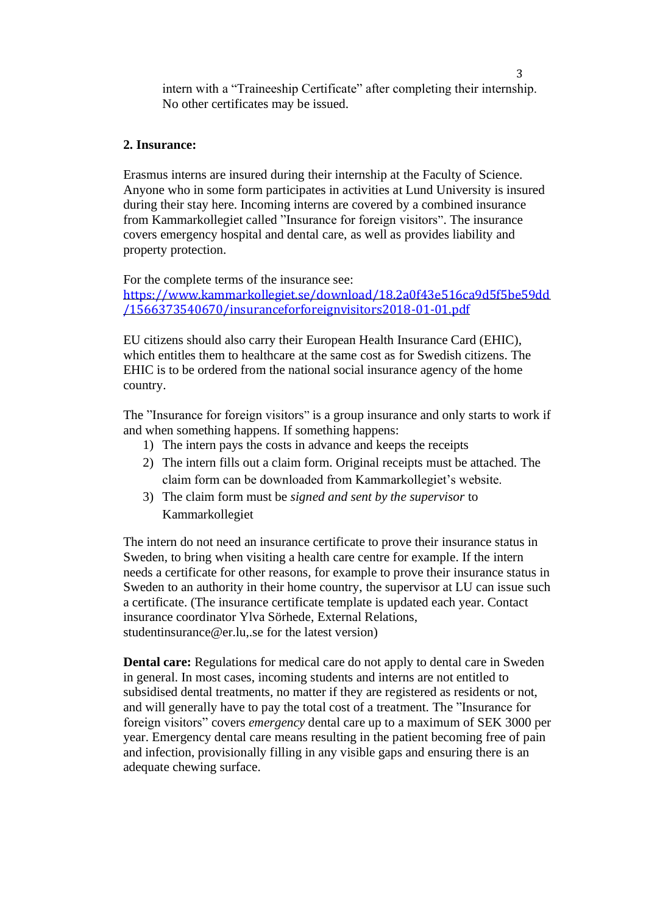intern with a "Traineeship Certificate" after completing their internship. No other certificates may be issued.

## 2. Insurance:

Erasmus interns are insured during their internship at the Faculty of Science. Anyone who in some form participates in activities at Lund University is insured during their stay here. Incoming interns are covered by a combined insurance from Kammarkollegiet called "Insurance for foreign visitors". The insurance covers emergency hospital and dental care, as well as provides liability and property protection.

For the complete terms of the insurance see:
https://www.kammarkollegiet.se/download/18.2a0f43e516ca9d5f5be59dd/1566373540670/insuranceforforeignvisitors2018-01-01.pdf

EU citizens should also carry their European Health Insurance Card (EHIC), which entitles them to healthcare at the same cost as for Swedish citizens. The EHIC is to be ordered from the national social insurance agency of the home country.

The "Insurance for foreign visitors" is a group insurance and only starts to work if and when something happens. If something happens:

1) The intern pays the costs in advance and keeps the receipts
2) The intern fills out a claim form. Original receipts must be attached. The claim form can be downloaded from Kammarkollegiet's website.
3) The claim form must be *signed and sent by the supervisor* to Kammarkollegiet

The intern do not need an insurance certificate to prove their insurance status in Sweden, to bring when visiting a health care centre for example. If the intern needs a certificate for other reasons, for example to prove their insurance status in Sweden to an authority in their home country, the supervisor at LU can issue such a certificate. (The insurance certificate template is updated each year. Contact insurance coordinator Ylva Sörhede, External Relations, studentinsurance@er.lu,.se for the latest version)

**Dental care:** Regulations for medical care do not apply to dental care in Sweden in general. In most cases, incoming students and interns are not entitled to subsidised dental treatments, no matter if they are registered as residents or not, and will generally have to pay the total cost of a treatment. The "Insurance for foreign visitors" covers *emergency* dental care up to a maximum of SEK 3000 per year. Emergency dental care means resulting in the patient becoming free of pain and infection, provisionally filling in any visible gaps and ensuring there is an adequate chewing surface.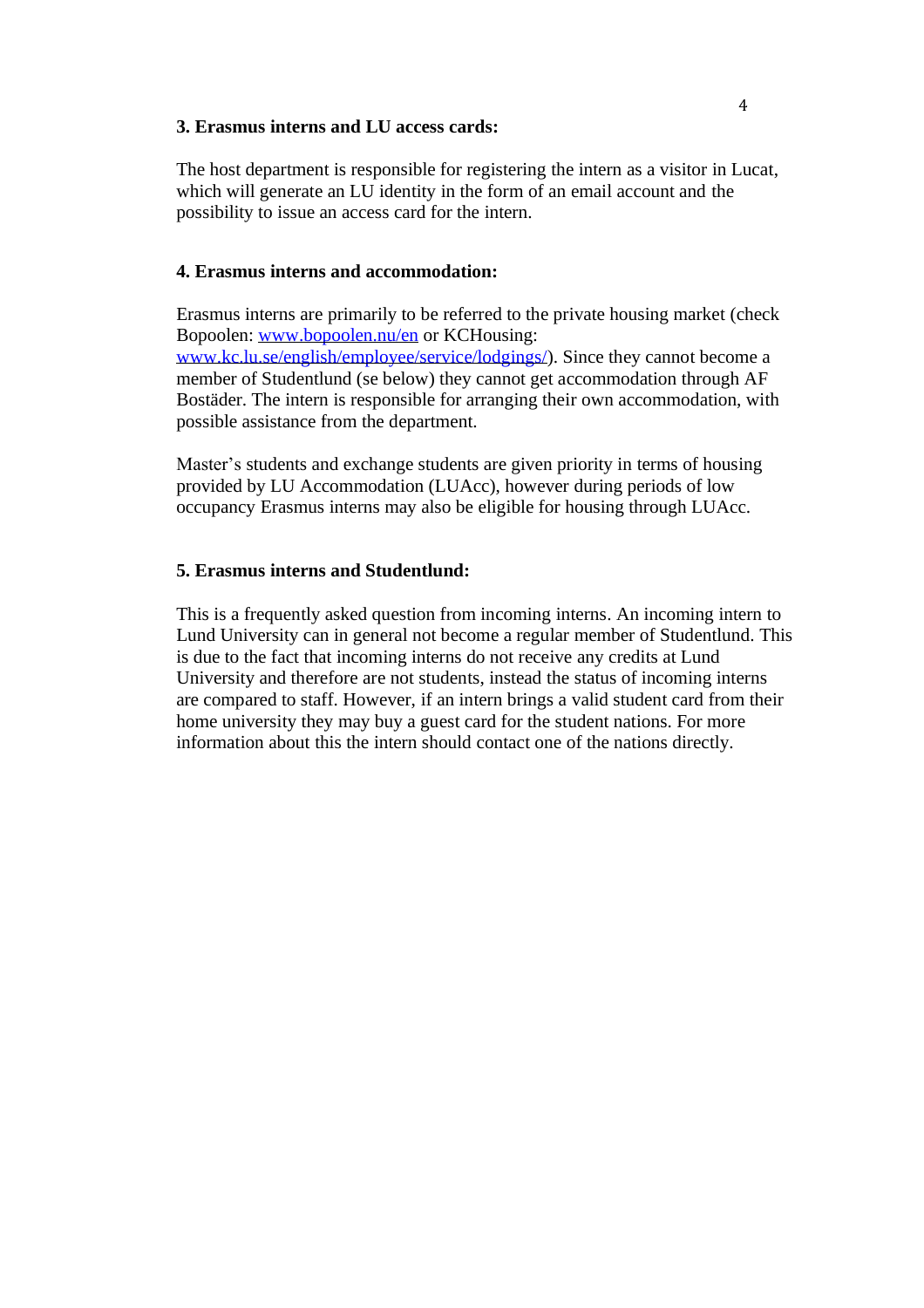### 3. Erasmus interns and LU access cards:

The host department is responsible for registering the intern as a visitor in Lucat, which will generate an LU identity in the form of an email account and the possibility to issue an access card for the intern.

### 4. Erasmus interns and accommodation:

Erasmus interns are primarily to be referred to the private housing market (check Bopoolen: [www.bopoolen.nu/en](www.bopoolen.nu/en) or KCHousing: [www.kc.lu.se/english/employee/service/lodgings/](www.kc.lu.se/english/employee/service/lodgings/)). Since they cannot become a member of Studentlund (se below) they cannot get accommodation through AF Bostäder. The intern is responsible for arranging their own accommodation, with possible assistance from the department.

Master's students and exchange students are given priority in terms of housing provided by LU Accommodation (LUAcc), however during periods of low occupancy Erasmus interns may also be eligible for housing through LUAcc.

### 5. Erasmus interns and Studentlund:

This is a frequently asked question from incoming interns. An incoming intern to Lund University can in general not become a regular member of Studentlund. This is due to the fact that incoming interns do not receive any credits at Lund University and therefore are not students, instead the status of incoming interns are compared to staff. However, if an intern brings a valid student card from their home university they may buy a guest card for the student nations. For more information about this the intern should contact one of the nations directly.